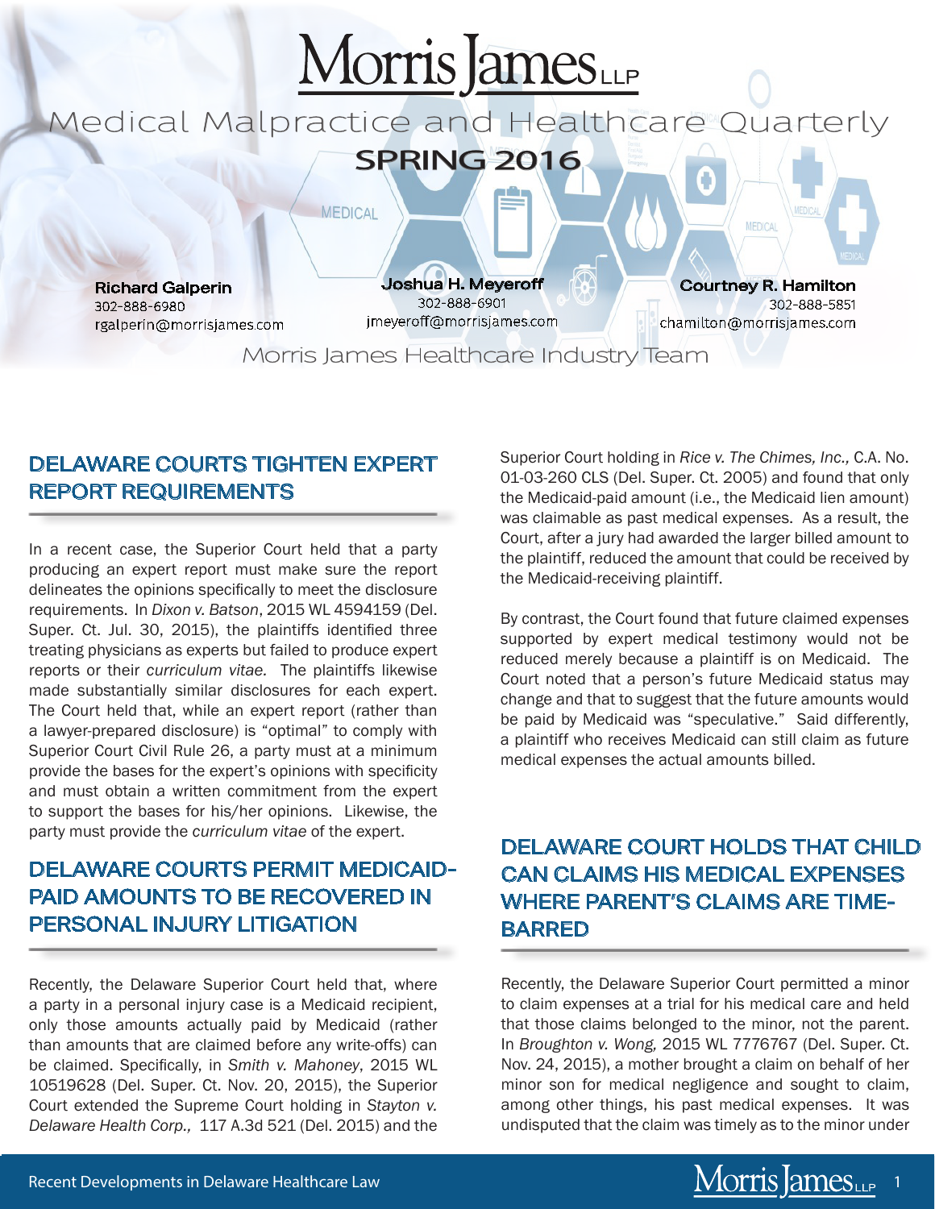# Morris James LLP

## Medical Malpractice and Healthcare Quarterly

**SPRING 2016**

**Richard Galperin**
302-888-6980
rgalperin@morrisjames.com

**Joshua H. Meyeroff**
302-888-6901
jmeyeroff@morrisjames.com

**Courtney R. Hamilton**
302-888-5851
chamilton@morrisjames.com

Morris James Healthcare Industry Team

## DELAWARE COURTS TIGHTEN EXPERT REPORT REQUIREMENTS

In a recent case, the Superior Court held that a party producing an expert report must make sure the report delineates the opinions specifically to meet the disclosure requirements. In *Dixon v. Batson*, 2015 WL 4594159 (Del. Super. Ct. Jul. 30, 2015), the plaintiffs identified three treating physicians as experts but failed to produce expert reports or their *curriculum vitae.* The plaintiffs likewise made substantially similar disclosures for each expert. The Court held that, while an expert report (rather than a lawyer-prepared disclosure) is "optimal" to comply with Superior Court Civil Rule 26, a party must at a minimum provide the bases for the expert's opinions with specificity and must obtain a written commitment from the expert to support the bases for his/her opinions. Likewise, the party must provide the *curriculum vitae* of the expert.

## DELAWARE COURTS PERMIT MEDICAID-PAID AMOUNTS TO BE RECOVERED IN PERSONAL INJURY LITIGATION

Recently, the Delaware Superior Court held that, where a party in a personal injury case is a Medicaid recipient, only those amounts actually paid by Medicaid (rather than amounts that are claimed before any write-offs) can be claimed. Specifically, in *Smith v. Mahoney*, 2015 WL 10519628 (Del. Super. Ct. Nov. 20, 2015), the Superior Court extended the Supreme Court holding in *Stayton v. Delaware Health Corp.,* 117 A.3d 521 (Del. 2015) and the Superior Court holding in *Rice v. The Chimes, Inc.,* C.A. No. 01-03-260 CLS (Del. Super. Ct. 2005) and found that only the Medicaid-paid amount (i.e., the Medicaid lien amount) was claimable as past medical expenses. As a result, the Court, after a jury had awarded the larger billed amount to the plaintiff, reduced the amount that could be received by the Medicaid-receiving plaintiff.

By contrast, the Court found that future claimed expenses supported by expert medical testimony would not be reduced merely because a plaintiff is on Medicaid. The Court noted that a person's future Medicaid status may change and that to suggest that the future amounts would be paid by Medicaid was "speculative." Said differently, a plaintiff who receives Medicaid can still claim as future medical expenses the actual amounts billed.

## DELAWARE COURT HOLDS THAT CHILD CAN CLAIMS HIS MEDICAL EXPENSES WHERE PARENT'S CLAIMS ARE TIME-BARRED

Recently, the Delaware Superior Court permitted a minor to claim expenses at a trial for his medical care and held that those claims belonged to the minor, not the parent. In *Broughton v. Wong,* 2015 WL 7776767 (Del. Super. Ct. Nov. 24, 2015), a mother brought a claim on behalf of her minor son for medical negligence and sought to claim, among other things, his past medical expenses. It was undisputed that the claim was timely as to the minor under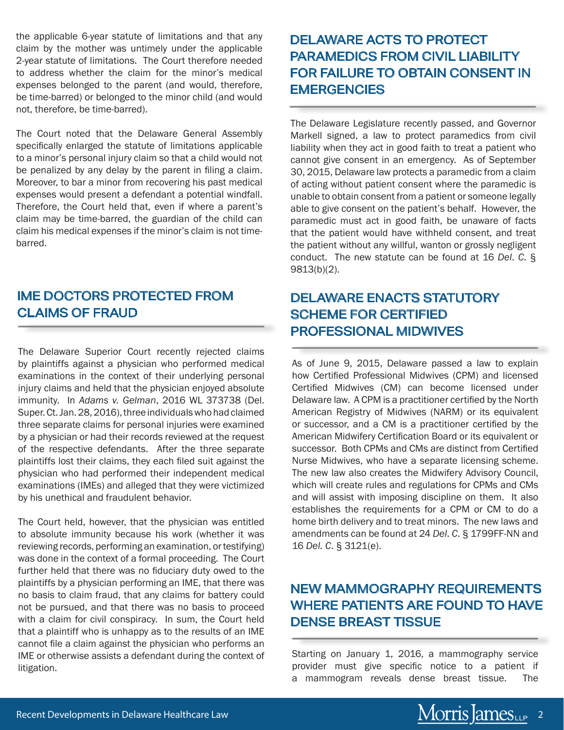the applicable 6-year statute of limitations and that any claim by the mother was untimely under the applicable 2-year statute of limitations. The Court therefore needed to address whether the claim for the minor's medical expenses belonged to the parent (and would, therefore, be time-barred) or belonged to the minor child (and would not, therefore, be time-barred).

The Court noted that the Delaware General Assembly specifically enlarged the statute of limitations applicable to a minor's personal injury claim so that a child would not be penalized by any delay by the parent in filing a claim. Moreover, to bar a minor from recovering his past medical expenses would present a defendant a potential windfall. Therefore, the Court held that, even if where a parent's claim may be time-barred, the guardian of the child can claim his medical expenses if the minor's claim is not time-barred.

## IME DOCTORS PROTECTED FROM CLAIMS OF FRAUD

The Delaware Superior Court recently rejected claims by plaintiffs against a physician who performed medical examinations in the context of their underlying personal injury claims and held that the physician enjoyed absolute immunity. In *Adams v. Gelman*, 2016 WL 373738 (Del. Super. Ct. Jan. 28, 2016), three individuals who had claimed three separate claims for personal injuries were examined by a physician or had their records reviewed at the request of the respective defendants. After the three separate plaintiffs lost their claims, they each filed suit against the physician who had performed their independent medical examinations (IMEs) and alleged that they were victimized by his unethical and fraudulent behavior.

The Court held, however, that the physician was entitled to absolute immunity because his work (whether it was reviewing records, performing an examination, or testifying) was done in the context of a formal proceeding. The Court further held that there was no fiduciary duty owed to the plaintiffs by a physician performing an IME, that there was no basis to claim fraud, that any claims for battery could not be pursued, and that there was no basis to proceed with a claim for civil conspiracy. In sum, the Court held that a plaintiff who is unhappy as to the results of an IME cannot file a claim against the physician who performs an IME or otherwise assists a defendant during the context of litigation.

## DELAWARE ACTS TO PROTECT PARAMEDICS FROM CIVIL LIABILITY FOR FAILURE TO OBTAIN CONSENT IN EMERGENCIES

The Delaware Legislature recently passed, and Governor Markell signed, a law to protect paramedics from civil liability when they act in good faith to treat a patient who cannot give consent in an emergency. As of September 30, 2015, Delaware law protects a paramedic from a claim of acting without patient consent where the paramedic is unable to obtain consent from a patient or someone legally able to give consent on the patient's behalf. However, the paramedic must act in good faith, be unaware of facts that the patient would have withheld consent, and treat the patient without any willful, wanton or grossly negligent conduct. The new statute can be found at 16 *Del. C.* § 9813(b)(2).

## DELAWARE ENACTS STATUTORY SCHEME FOR CERTIFIED PROFESSIONAL MIDWIVES

As of June 9, 2015, Delaware passed a law to explain how Certified Professional Midwives (CPM) and licensed Certified Midwives (CM) can become licensed under Delaware law. A CPM is a practitioner certified by the North American Registry of Midwives (NARM) or its equivalent or successor, and a CM is a practitioner certified by the American Midwifery Certification Board or its equivalent or successor. Both CPMs and CMs are distinct from Certified Nurse Midwives, who have a separate licensing scheme. The new law also creates the Midwifery Advisory Council, which will create rules and regulations for CPMs and CMs and will assist with imposing discipline on them. It also establishes the requirements for a CPM or CM to do a home birth delivery and to treat minors. The new laws and amendments can be found at 24 *Del. C.* § 1799FF-NN and 16 *Del. C.* § 3121(e).

## NEW MAMMOGRAPHY REQUIREMENTS WHERE PATIENTS ARE FOUND TO HAVE DENSE BREAST TISSUE

Starting on January 1, 2016, a mammography service provider must give specific notice to a patient if a mammogram reveals dense breast tissue. The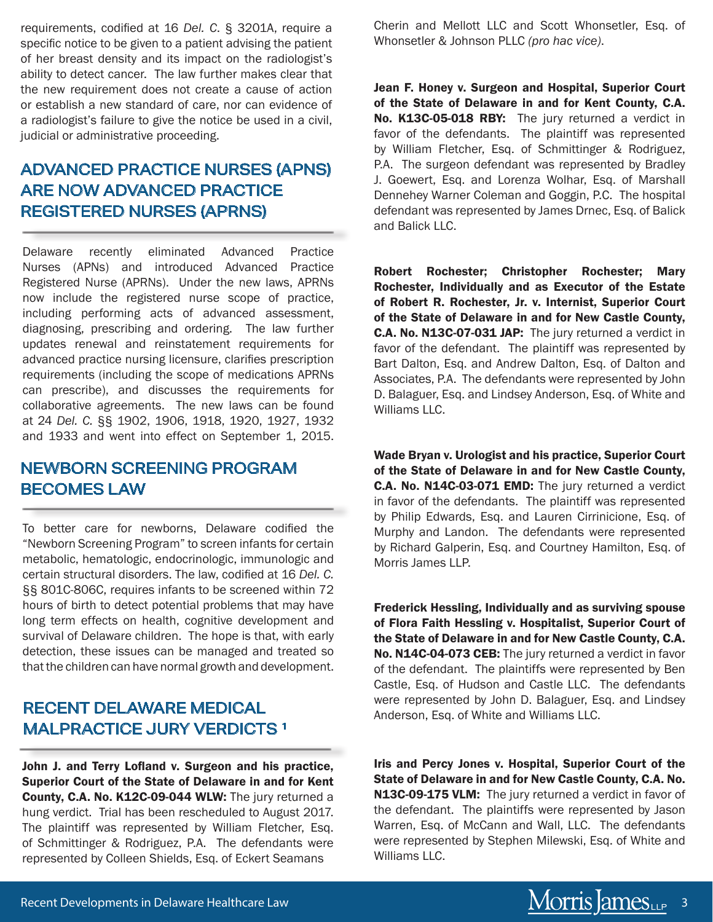requirements, codified at 16 *Del. C.* § 3201A, require a specific notice to be given to a patient advising the patient of her breast density and its impact on the radiologist's ability to detect cancer. The law further makes clear that the new requirement does not create a cause of action or establish a new standard of care, nor can evidence of a radiologist's failure to give the notice be used in a civil, judicial or administrative proceeding.

## ADVANCED PRACTICE NURSES (APNS) ARE NOW ADVANCED PRACTICE REGISTERED NURSES (APRNS)

Delaware recently eliminated Advanced Practice Nurses (APNs) and introduced Advanced Practice Registered Nurse (APRNs). Under the new laws, APRNs now include the registered nurse scope of practice, including performing acts of advanced assessment, diagnosing, prescribing and ordering. The law further updates renewal and reinstatement requirements for advanced practice nursing licensure, clarifies prescription requirements (including the scope of medications APRNs can prescribe), and discusses the requirements for collaborative agreements. The new laws can be found at 24 *Del. C.* §§ 1902, 1906, 1918, 1920, 1927, 1932 and 1933 and went into effect on September 1, 2015.

## NEWBORN SCREENING PROGRAM BECOMES LAW

To better care for newborns, Delaware codified the "Newborn Screening Program" to screen infants for certain metabolic, hematologic, endocrinologic, immunologic and certain structural disorders. The law, codified at 16 *Del. C.* §§ 801C-806C, requires infants to be screened within 72 hours of birth to detect potential problems that may have long term effects on health, cognitive development and survival of Delaware children. The hope is that, with early detection, these issues can be managed and treated so that the children can have normal growth and development.

## RECENT DELAWARE MEDICAL MALPRACTICE JURY VERDICTS [1]

**John J. and Terry Lofland v. Surgeon and his practice, Superior Court of the State of Delaware in and for Kent County, C.A. No. K12C-09-044 WLW:** The jury returned a hung verdict. Trial has been rescheduled to August 2017. The plaintiff was represented by William Fletcher, Esq. of Schmittinger & Rodriguez, P.A. The defendants were represented by Colleen Shields, Esq. of Eckert Seamans Cherin and Mellott LLC and Scott Whonsetler, Esq. of Whonsetler & Johnson PLLC *(pro hac vice)*.

**Jean F. Honey v. Surgeon and Hospital, Superior Court of the State of Delaware in and for Kent County, C.A. No. K13C-05-018 RBY:** The jury returned a verdict in favor of the defendants. The plaintiff was represented by William Fletcher, Esq. of Schmittinger & Rodriguez, P.A. The surgeon defendant was represented by Bradley J. Goewert, Esq. and Lorenza Wolhar, Esq. of Marshall Dennehey Warner Coleman and Goggin, P.C. The hospital defendant was represented by James Drnec, Esq. of Balick and Balick LLC.

**Robert Rochester; Christopher Rochester; Mary Rochester, Individually and as Executor of the Estate of Robert R. Rochester, Jr. v. Internist, Superior Court of the State of Delaware in and for New Castle County, C.A. No. N13C-07-031 JAP:** The jury returned a verdict in favor of the defendant. The plaintiff was represented by Bart Dalton, Esq. and Andrew Dalton, Esq. of Dalton and Associates, P.A. The defendants were represented by John D. Balaguer, Esq. and Lindsey Anderson, Esq. of White and Williams LLC.

**Wade Bryan v. Urologist and his practice, Superior Court of the State of Delaware in and for New Castle County, C.A. No. N14C-03-071 EMD:** The jury returned a verdict in favor of the defendants. The plaintiff was represented by Philip Edwards, Esq. and Lauren Cirrinicione, Esq. of Murphy and Landon. The defendants were represented by Richard Galperin, Esq. and Courtney Hamilton, Esq. of Morris James LLP.

**Frederick Hessling, Individually and as surviving spouse of Flora Faith Hessling v. Hospitalist, Superior Court of the State of Delaware in and for New Castle County, C.A. No. N14C-04-073 CEB:** The jury returned a verdict in favor of the defendant. The plaintiffs were represented by Ben Castle, Esq. of Hudson and Castle LLC. The defendants were represented by John D. Balaguer, Esq. and Lindsey Anderson, Esq. of White and Williams LLC.

**Iris and Percy Jones v. Hospital, Superior Court of the State of Delaware in and for New Castle County, C.A. No. N13C-09-175 VLM:** The jury returned a verdict in favor of the defendant. The plaintiffs were represented by Jason Warren, Esq. of McCann and Wall, LLC. The defendants were represented by Stephen Milewski, Esq. of White and Williams LLC.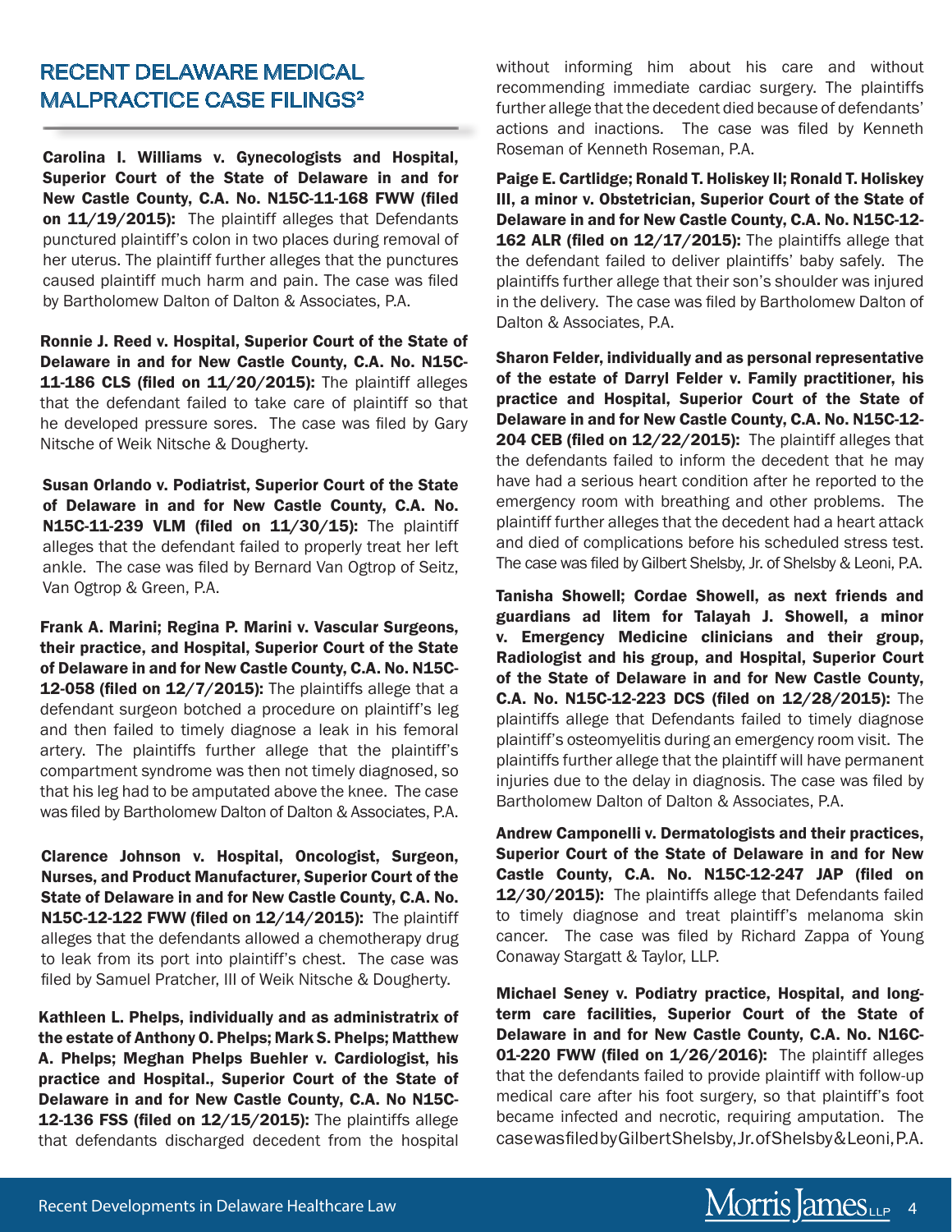## RECENT DELAWARE MEDICAL MALPRACTICE CASE FILINGS[2]

**Carolina I. Williams v. Gynecologists and Hospital, Superior Court of the State of Delaware in and for New Castle County, C.A. No. N15C-11-168 FWW (filed on 11/19/2015):** The plaintiff alleges that Defendants punctured plaintiff's colon in two places during removal of her uterus. The plaintiff further alleges that the punctures caused plaintiff much harm and pain. The case was filed by Bartholomew Dalton of Dalton & Associates, P.A.

**Ronnie J. Reed v. Hospital, Superior Court of the State of Delaware in and for New Castle County, C.A. No. N15C-11-186 CLS (filed on 11/20/2015):** The plaintiff alleges that the defendant failed to take care of plaintiff so that he developed pressure sores. The case was filed by Gary Nitsche of Weik Nitsche & Dougherty.

**Susan Orlando v. Podiatrist, Superior Court of the State of Delaware in and for New Castle County, C.A. No. N15C-11-239 VLM (filed on 11/30/15):** The plaintiff alleges that the defendant failed to properly treat her left ankle. The case was filed by Bernard Van Ogtrop of Seitz, Van Ogtrop & Green, P.A.

**Frank A. Marini; Regina P. Marini v. Vascular Surgeons, their practice, and Hospital, Superior Court of the State of Delaware in and for New Castle County, C.A. No. N15C-12-058 (filed on 12/7/2015):** The plaintiffs allege that a defendant surgeon botched a procedure on plaintiff's leg and then failed to timely diagnose a leak in his femoral artery. The plaintiffs further allege that the plaintiff's compartment syndrome was then not timely diagnosed, so that his leg had to be amputated above the knee. The case was filed by Bartholomew Dalton of Dalton & Associates, P.A.

**Clarence Johnson v. Hospital, Oncologist, Surgeon, Nurses, and Product Manufacturer, Superior Court of the State of Delaware in and for New Castle County, C.A. No. N15C-12-122 FWW (filed on 12/14/2015):** The plaintiff alleges that the defendants allowed a chemotherapy drug to leak from its port into plaintiff's chest. The case was filed by Samuel Pratcher, III of Weik Nitsche & Dougherty.

**Kathleen L. Phelps, individually and as administratrix of the estate of Anthony O. Phelps; Mark S. Phelps; Matthew A. Phelps; Meghan Phelps Buehler v. Cardiologist, his practice and Hospital., Superior Court of the State of Delaware in and for New Castle County, C.A. No N15C-12-136 FSS (filed on 12/15/2015):** The plaintiffs allege that defendants discharged decedent from the hospital without informing him about his care and without recommending immediate cardiac surgery. The plaintiffs further allege that the decedent died because of defendants' actions and inactions. The case was filed by Kenneth Roseman of Kenneth Roseman, P.A.

**Paige E. Cartlidge; Ronald T. Holiskey II; Ronald T. Holiskey III, a minor v. Obstetrician, Superior Court of the State of Delaware in and for New Castle County, C.A. No. N15C-12-162 ALR (filed on 12/17/2015):** The plaintiffs allege that the defendant failed to deliver plaintiffs' baby safely. The plaintiffs further allege that their son's shoulder was injured in the delivery. The case was filed by Bartholomew Dalton of Dalton & Associates, P.A.

**Sharon Felder, individually and as personal representative of the estate of Darryl Felder v. Family practitioner, his practice and Hospital, Superior Court of the State of Delaware in and for New Castle County, C.A. No. N15C-12-204 CEB (filed on 12/22/2015):** The plaintiff alleges that the defendants failed to inform the decedent that he may have had a serious heart condition after he reported to the emergency room with breathing and other problems. The plaintiff further alleges that the decedent had a heart attack and died of complications before his scheduled stress test. The case was filed by Gilbert Shelsby, Jr. of Shelsby & Leoni, P.A.

**Tanisha Showell; Cordae Showell, as next friends and guardians ad litem for Talayah J. Showell, a minor v. Emergency Medicine clinicians and their group, Radiologist and his group, and Hospital, Superior Court of the State of Delaware in and for New Castle County, C.A. No. N15C-12-223 DCS (filed on 12/28/2015):** The plaintiffs allege that Defendants failed to timely diagnose plaintiff's osteomyelitis during an emergency room visit. The plaintiffs further allege that the plaintiff will have permanent injuries due to the delay in diagnosis. The case was filed by Bartholomew Dalton of Dalton & Associates, P.A.

**Andrew Camponelli v. Dermatologists and their practices, Superior Court of the State of Delaware in and for New Castle County, C.A. No. N15C-12-247 JAP (filed on 12/30/2015):** The plaintiffs allege that Defendants failed to timely diagnose and treat plaintiff's melanoma skin cancer. The case was filed by Richard Zappa of Young Conaway Stargatt & Taylor, LLP.

**Michael Seney v. Podiatry practice, Hospital, and long-term care facilities, Superior Court of the State of Delaware in and for New Castle County, C.A. No. N16C-01-220 FWW (filed on 1/26/2016):** The plaintiff alleges that the defendants failed to provide plaintiff with follow-up medical care after his foot surgery, so that plaintiff's foot became infected and necrotic, requiring amputation. The case was filed by Gilbert Shelsby, Jr. of Shelsby & Leoni, P.A.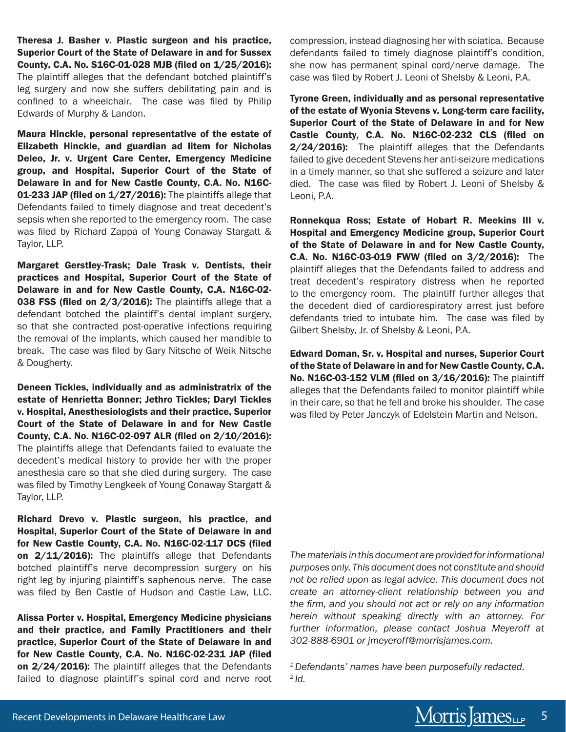**Theresa J. Basher v. Plastic surgeon and his practice, Superior Court of the State of Delaware in and for Sussex County, C.A. No. S16C-01-028 MJB (filed on 1/25/2016):** The plaintiff alleges that the defendant botched plaintiff's leg surgery and now she suffers debilitating pain and is confined to a wheelchair. The case was filed by Philip Edwards of Murphy & Landon.

**Maura Hinckle, personal representative of the estate of Elizabeth Hinckle, and guardian ad litem for Nicholas Deleo, Jr. v. Urgent Care Center, Emergency Medicine group, and Hospital, Superior Court of the State of Delaware in and for New Castle County, C.A. No. N16C-01-233 JAP (filed on 1/27/2016):** The plaintiffs allege that Defendants failed to timely diagnose and treat decedent's sepsis when she reported to the emergency room. The case was filed by Richard Zappa of Young Conaway Stargatt & Taylor, LLP.

**Margaret Gerstley-Trask; Dale Trask v. Dentists, their practices and Hospital, Superior Court of the State of Delaware in and for New Castle County, C.A. N16C-02-038 FSS (filed on 2/3/2016):** The plaintiffs allege that a defendant botched the plaintiff's dental implant surgery, so that she contracted post-operative infections requiring the removal of the implants, which caused her mandible to break. The case was filed by Gary Nitsche of Weik Nitsche & Dougherty.

**Deneen Tickles, individually and as administratrix of the estate of Henrietta Bonner; Jethro Tickles; Daryl Tickles v. Hospital, Anesthesiologists and their practice, Superior Court of the State of Delaware in and for New Castle County, C.A. No. N16C-02-097 ALR (filed on 2/10/2016):** The plaintiffs allege that Defendants failed to evaluate the decedent's medical history to provide her with the proper anesthesia care so that she died during surgery. The case was filed by Timothy Lengkeek of Young Conaway Stargatt & Taylor, LLP.

**Richard Drevo v. Plastic surgeon, his practice, and Hospital, Superior Court of the State of Delaware in and for New Castle County, C.A. No. N16C-02-117 DCS (filed on 2/11/2016):** The plaintiffs allege that Defendants botched plaintiff's nerve decompression surgery on his right leg by injuring plaintiff's saphenous nerve. The case was filed by Ben Castle of Hudson and Castle Law, LLC.

**Alissa Porter v. Hospital, Emergency Medicine physicians and their practice, and Family Practitioners and their practice, Superior Court of the State of Delaware in and for New Castle County, C.A. No. N16C-02-231 JAP (filed on 2/24/2016):** The plaintiff alleges that the Defendants failed to diagnose plaintiff's spinal cord and nerve root compression, instead diagnosing her with sciatica. Because defendants failed to timely diagnose plaintiff's condition, she now has permanent spinal cord/nerve damage. The case was filed by Robert J. Leoni of Shelsby & Leoni, P.A.

**Tyrone Green, individually and as personal representative of the estate of Wyonia Stevens v. Long-term care facility, Superior Court of the State of Delaware in and for New Castle County, C.A. No. N16C-02-232 CLS (filed on 2/24/2016):** The plaintiff alleges that the Defendants failed to give decedent Stevens her anti-seizure medications in a timely manner, so that she suffered a seizure and later died. The case was filed by Robert J. Leoni of Shelsby & Leoni, P.A.

**Ronnekqua Ross; Estate of Hobart R. Meekins III v. Hospital and Emergency Medicine group, Superior Court of the State of Delaware in and for New Castle County, C.A. No. N16C-03-019 FWW (filed on 3/2/2016):** The plaintiff alleges that the Defendants failed to address and treat decedent's respiratory distress when he reported to the emergency room. The plaintiff further alleges that the decedent died of cardiorespiratory arrest just before defendants tried to intubate him. The case was filed by Gilbert Shelsby, Jr. of Shelsby & Leoni, P.A.

**Edward Doman, Sr. v. Hospital and nurses, Superior Court of the State of Delaware in and for New Castle County, C.A. No. N16C-03-152 VLM (filed on 3/16/2016):** The plaintiff alleges that the Defendants failed to monitor plaintiff while in their care, so that he fell and broke his shoulder. The case was filed by Peter Janczyk of Edelstein Martin and Nelson.

*The materials in this document are provided for informational purposes only. This document does not constitute and should not be relied upon as legal advice. This document does not create an attorney-client relationship between you and the firm, and you should not act or rely on any information herein without speaking directly with an attorney. For further information, please contact Joshua Meyeroff at 302-888-6901 or jmeyeroff@morrisjames.com.*

[1] *Defendants' names have been purposefully redacted.*
[2] *Id.*